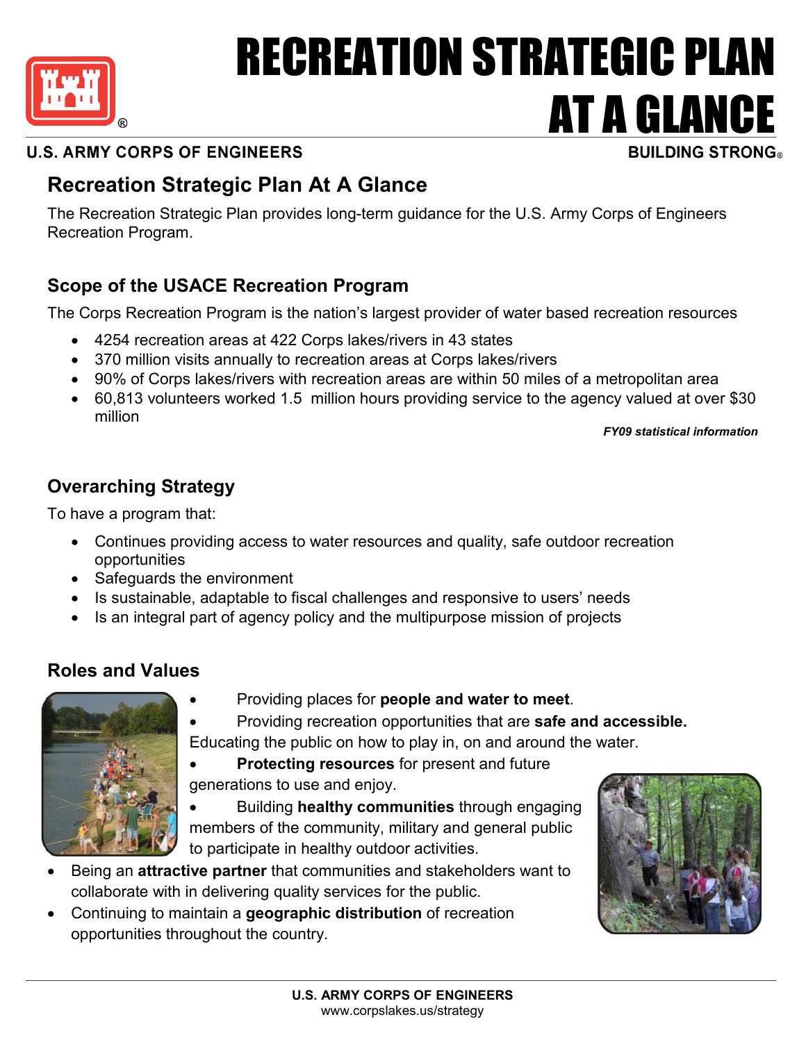# RECREATION STRATEGIC PLAN AT A GLANCE

**U.S. ARMY CORPS OF ENGINEERS** **BUILDING STRONG®**

## Recreation Strategic Plan At A Glance

The Recreation Strategic Plan provides long-term guidance for the U.S. Army Corps of Engineers Recreation Program.

### Scope of the USACE Recreation Program

The Corps Recreation Program is the nation's largest provider of water based recreation resources

- 4254 recreation areas at 422 Corps lakes/rivers in 43 states
- 370 million visits annually to recreation areas at Corps lakes/rivers
- 90% of Corps lakes/rivers with recreation areas are within 50 miles of a metropolitan area
- 60,813 volunteers worked 1.5 million hours providing service to the agency valued at over $30 million

***FY09 statistical information***

### Overarching Strategy

To have a program that:

- Continues providing access to water resources and quality, safe outdoor recreation opportunities
- Safeguards the environment
- Is sustainable, adaptable to fiscal challenges and responsive to users' needs
- Is an integral part of agency policy and the multipurpose mission of projects

### Roles and Values

- Providing places for **people and water to meet**.
- Providing recreation opportunities that are **safe and accessible.** Educating the public on how to play in, on and around the water.
- **Protecting resources** for present and future generations to use and enjoy.
- Building **healthy communities** through engaging members of the community, military and general public to participate in healthy outdoor activities.
- Being an **attractive partner** that communities and stakeholders want to collaborate with in delivering quality services for the public.
- Continuing to maintain a **geographic distribution** of recreation opportunities throughout the country.

**U.S. ARMY CORPS OF ENGINEERS**
www.corpslakes.us/strategy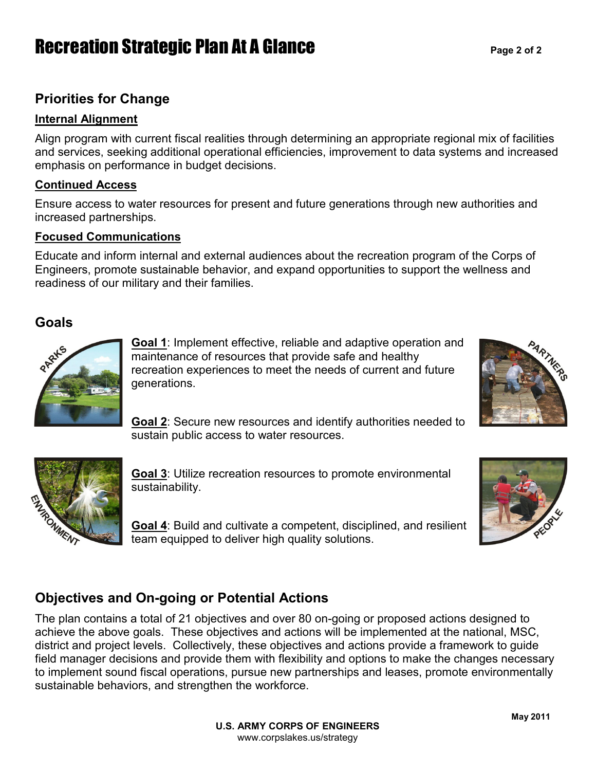# Recreation Strategic Plan At A Glance

## Priorities for Change

### Internal Alignment

Align program with current fiscal realities through determining an appropriate regional mix of facilities and services, seeking additional operational efficiencies, improvement to data systems and increased emphasis on performance in budget decisions.

### Continued Access

Ensure access to water resources for present and future generations through new authorities and increased partnerships.

### Focused Communications

Educate and inform internal and external audiences about the recreation program of the Corps of Engineers, promote sustainable behavior, and expand opportunities to support the wellness and readiness of our military and their families.

## Goals

PARKS

PARTNERS

**Goal 1**: Implement effective, reliable and adaptive operation and maintenance of resources that provide safe and healthy recreation experiences to meet the needs of current and future generations.

**Goal 2**: Secure new resources and identify authorities needed to sustain public access to water resources.

ENVIRONMENT

PEOPLE

**Goal 3**: Utilize recreation resources to promote environmental sustainability.

**Goal 4**: Build and cultivate a competent, disciplined, and resilient team equipped to deliver high quality solutions.

## Objectives and On-going or Potential Actions

The plan contains a total of 21 objectives and over 80 on-going or proposed actions designed to achieve the above goals. These objectives and actions will be implemented at the national, MSC, district and project levels. Collectively, these objectives and actions provide a framework to guide field manager decisions and provide them with flexibility and options to make the changes necessary to implement sound fiscal operations, pursue new partnerships and leases, promote environmentally sustainable behaviors, and strengthen the workforce.

May 2011

**U.S. ARMY CORPS OF ENGINEERS**
www.corpslakes.us/strategy